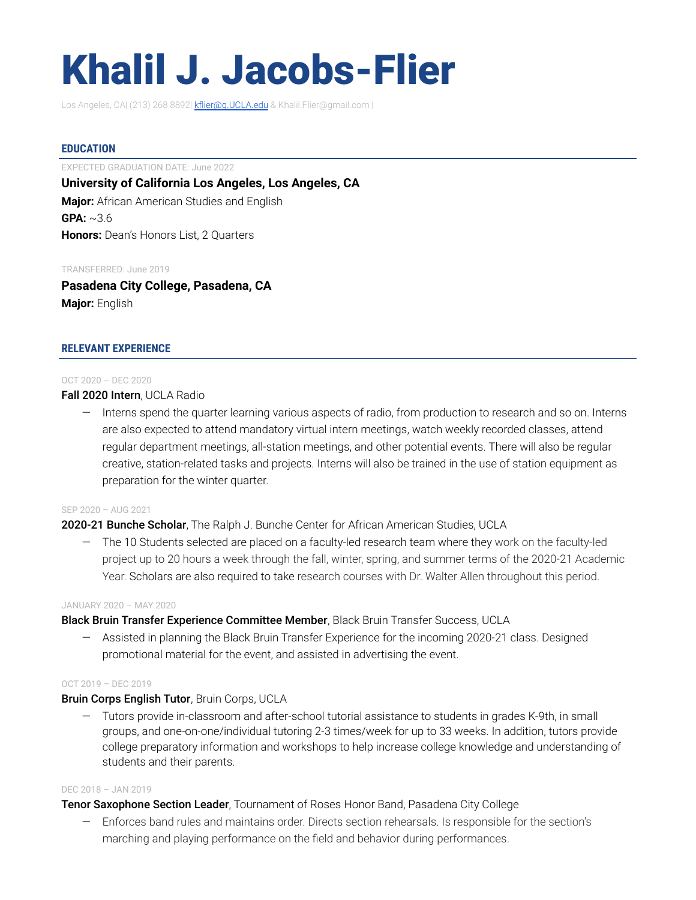# Khalil J. Jacobs-Flier

Los Angeles, CA| (213) 268 8892| kflier@g.UCLA.edu & Khalil.Flier@gmail.com |

## EDUCATION

EXPECTED GRADUATION DATE: June 2022

**University of California Los Angeles, Los Angeles, CA**

**Major:** African American Studies and English

**GPA:** ~3.6

**Honors:** Dean's Honors List, 2 Quarters

TRANSFERRED: June 2019

**Pasadena City College, Pasadena, CA**

**Major:** English

## RELEVANT EXPERIENCE

OCT 2020 – DEC 2020

**Fall 2020 Intern**, UCLA Radio

- Interns spend the quarter learning various aspects of radio, from production to research and so on. Interns are also expected to attend mandatory virtual intern meetings, watch weekly recorded classes, attend regular department meetings, all-station meetings, and other potential events. There will also be regular creative, station-related tasks and projects. Interns will also be trained in the use of station equipment as preparation for the winter quarter.

SEP 2020 – AUG 2021

**2020-21 Bunche Scholar**, The Ralph J. Bunche Center for African American Studies, UCLA

- The 10 Students selected are placed on a faculty-led research team where they work on the faculty-led project up to 20 hours a week through the fall, winter, spring, and summer terms of the 2020-21 Academic Year. Scholars are also required to take research courses with Dr. Walter Allen throughout this period.

JANUARY 2020 – MAY 2020

**Black Bruin Transfer Experience Committee Member**, Black Bruin Transfer Success, UCLA

- Assisted in planning the Black Bruin Transfer Experience for the incoming 2020-21 class. Designed promotional material for the event, and assisted in advertising the event.

OCT 2019 – DEC 2019

**Bruin Corps English Tutor**, Bruin Corps, UCLA

- Tutors provide in-classroom and after-school tutorial assistance to students in grades K-9th, in small groups, and one-on-one/individual tutoring 2-3 times/week for up to 33 weeks. In addition, tutors provide college preparatory information and workshops to help increase college knowledge and understanding of students and their parents.

DEC 2018 – JAN 2019

**Tenor Saxophone Section Leader**, Tournament of Roses Honor Band, Pasadena City College

- Enforces band rules and maintains order. Directs section rehearsals. Is responsible for the section's marching and playing performance on the field and behavior during performances.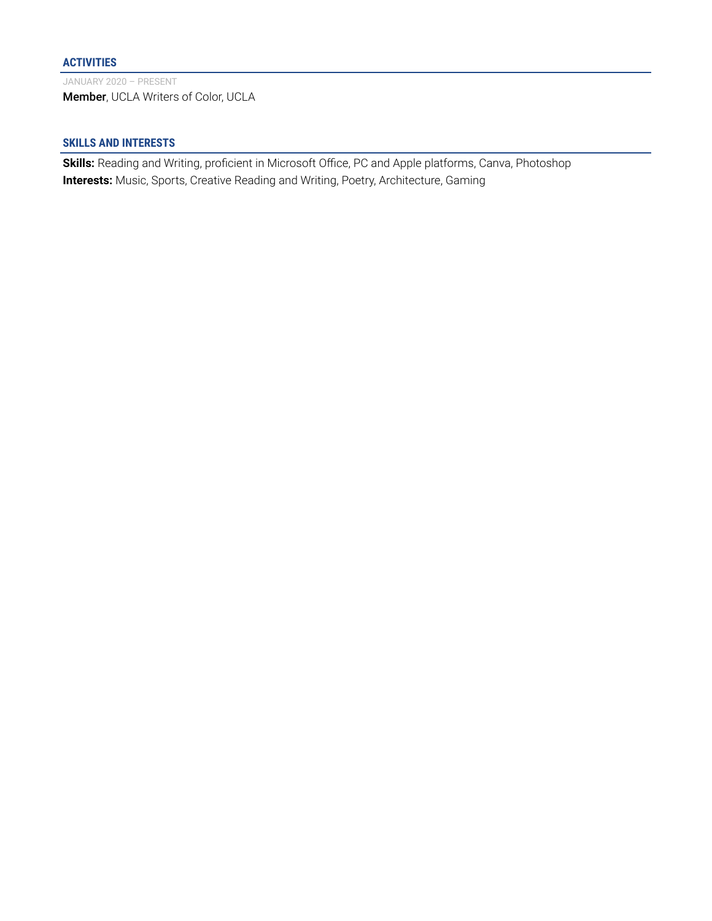## ACTIVITIES

JANUARY 2020 – PRESENT

**Member**, UCLA Writers of Color, UCLA

## SKILLS AND INTERESTS

**Skills:** Reading and Writing, proficient in Microsoft Office, PC and Apple platforms, Canva, Photoshop

**Interests:** Music, Sports, Creative Reading and Writing, Poetry, Architecture, Gaming